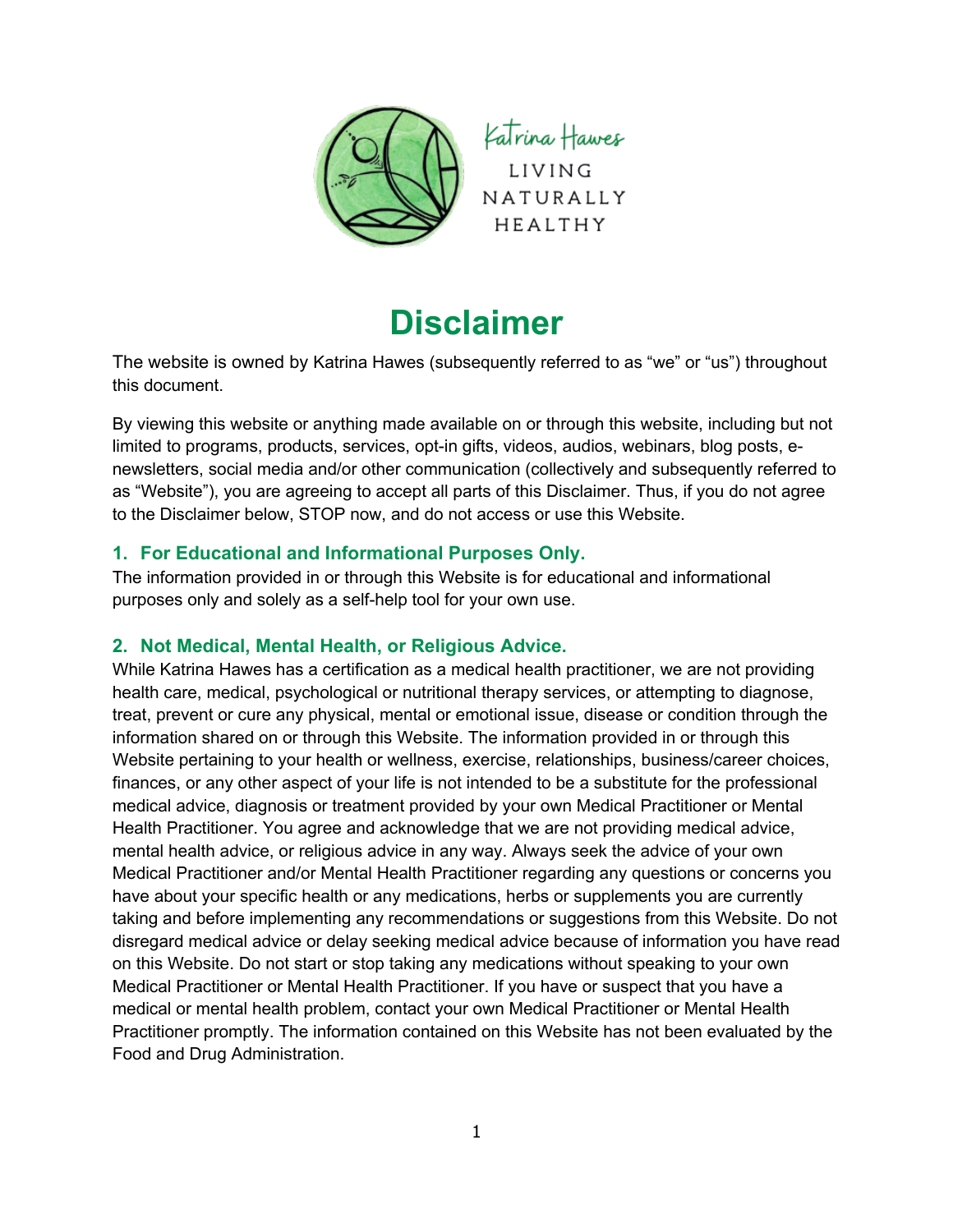Katrina Hawes

LIVING NATURALLY HEALTHY

# Disclaimer

The website is owned by Katrina Hawes (subsequently referred to as "we" or "us") throughout this document.

By viewing this website or anything made available on or through this website, including but not limited to programs, products, services, opt-in gifts, videos, audios, webinars, blog posts, e-newsletters, social media and/or other communication (collectively and subsequently referred to as "Website"), you are agreeing to accept all parts of this Disclaimer. Thus, if you do not agree to the Disclaimer below, STOP now, and do not access or use this Website.

### 1. For Educational and Informational Purposes Only.

The information provided in or through this Website is for educational and informational purposes only and solely as a self-help tool for your own use.

### 2. Not Medical, Mental Health, or Religious Advice.

While Katrina Hawes has a certification as a medical health practitioner, we are not providing health care, medical, psychological or nutritional therapy services, or attempting to diagnose, treat, prevent or cure any physical, mental or emotional issue, disease or condition through the information shared on or through this Website. The information provided in or through this Website pertaining to your health or wellness, exercise, relationships, business/career choices, finances, or any other aspect of your life is not intended to be a substitute for the professional medical advice, diagnosis or treatment provided by your own Medical Practitioner or Mental Health Practitioner. You agree and acknowledge that we are not providing medical advice, mental health advice, or religious advice in any way. Always seek the advice of your own Medical Practitioner and/or Mental Health Practitioner regarding any questions or concerns you have about your specific health or any medications, herbs or supplements you are currently taking and before implementing any recommendations or suggestions from this Website. Do not disregard medical advice or delay seeking medical advice because of information you have read on this Website. Do not start or stop taking any medications without speaking to your own Medical Practitioner or Mental Health Practitioner. If you have or suspect that you have a medical or mental health problem, contact your own Medical Practitioner or Mental Health Practitioner promptly. The information contained on this Website has not been evaluated by the Food and Drug Administration.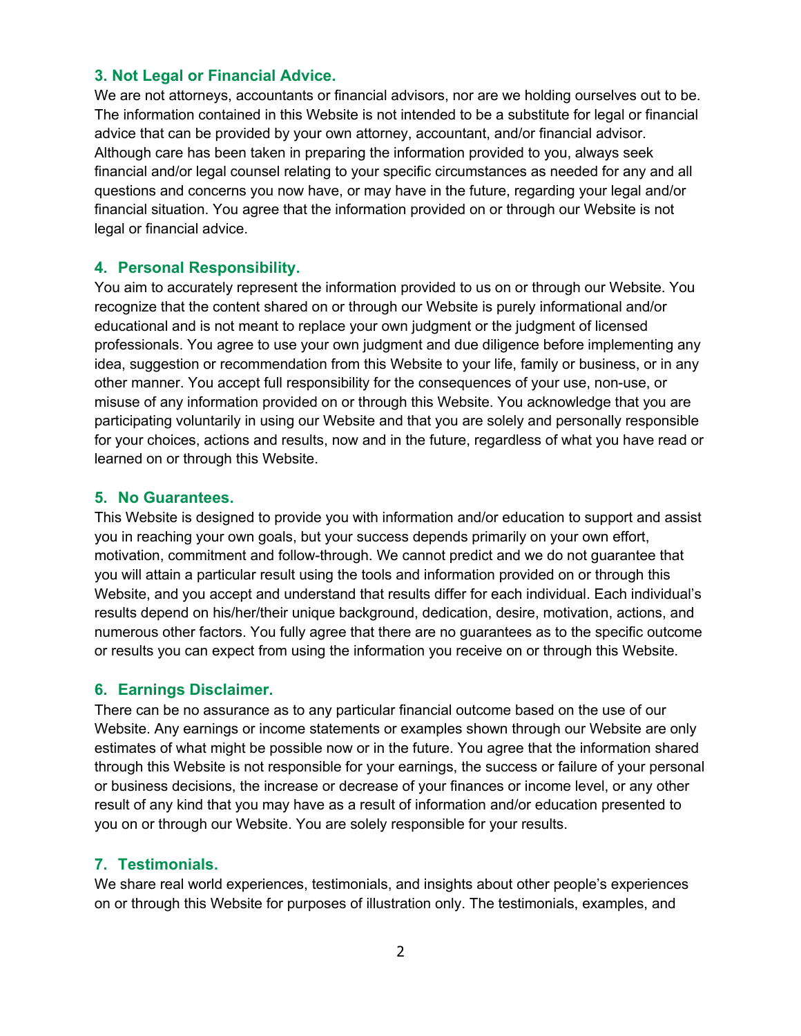### 3. Not Legal or Financial Advice.

We are not attorneys, accountants or financial advisors, nor are we holding ourselves out to be. The information contained in this Website is not intended to be a substitute for legal or financial advice that can be provided by your own attorney, accountant, and/or financial advisor. Although care has been taken in preparing the information provided to you, always seek financial and/or legal counsel relating to your specific circumstances as needed for any and all questions and concerns you now have, or may have in the future, regarding your legal and/or financial situation. You agree that the information provided on or through our Website is not legal or financial advice.

### 4. Personal Responsibility.

You aim to accurately represent the information provided to us on or through our Website. You recognize that the content shared on or through our Website is purely informational and/or educational and is not meant to replace your own judgment or the judgment of licensed professionals. You agree to use your own judgment and due diligence before implementing any idea, suggestion or recommendation from this Website to your life, family or business, or in any other manner. You accept full responsibility for the consequences of your use, non-use, or misuse of any information provided on or through this Website. You acknowledge that you are participating voluntarily in using our Website and that you are solely and personally responsible for your choices, actions and results, now and in the future, regardless of what you have read or learned on or through this Website.

### 5. No Guarantees.

This Website is designed to provide you with information and/or education to support and assist you in reaching your own goals, but your success depends primarily on your own effort, motivation, commitment and follow-through. We cannot predict and we do not guarantee that you will attain a particular result using the tools and information provided on or through this Website, and you accept and understand that results differ for each individual. Each individual's results depend on his/her/their unique background, dedication, desire, motivation, actions, and numerous other factors. You fully agree that there are no guarantees as to the specific outcome or results you can expect from using the information you receive on or through this Website.

### 6. Earnings Disclaimer.

There can be no assurance as to any particular financial outcome based on the use of our Website. Any earnings or income statements or examples shown through our Website are only estimates of what might be possible now or in the future. You agree that the information shared through this Website is not responsible for your earnings, the success or failure of your personal or business decisions, the increase or decrease of your finances or income level, or any other result of any kind that you may have as a result of information and/or education presented to you on or through our Website. You are solely responsible for your results.

### 7. Testimonials.

We share real world experiences, testimonials, and insights about other people's experiences on or through this Website for purposes of illustration only. The testimonials, examples, and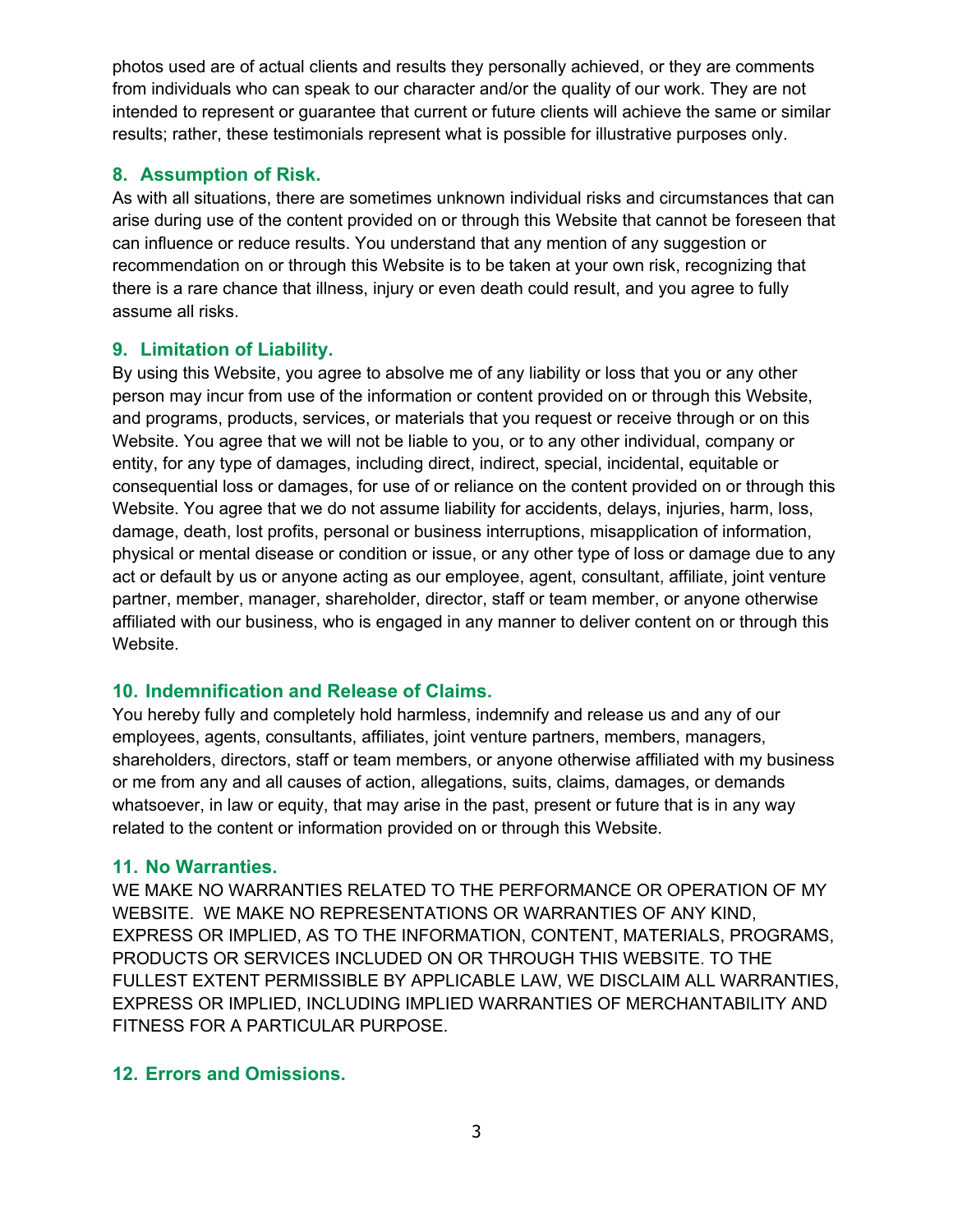photos used are of actual clients and results they personally achieved, or they are comments from individuals who can speak to our character and/or the quality of our work. They are not intended to represent or guarantee that current or future clients will achieve the same or similar results; rather, these testimonials represent what is possible for illustrative purposes only.

## 8. Assumption of Risk.

As with all situations, there are sometimes unknown individual risks and circumstances that can arise during use of the content provided on or through this Website that cannot be foreseen that can influence or reduce results. You understand that any mention of any suggestion or recommendation on or through this Website is to be taken at your own risk, recognizing that there is a rare chance that illness, injury or even death could result, and you agree to fully assume all risks.

## 9. Limitation of Liability.

By using this Website, you agree to absolve me of any liability or loss that you or any other person may incur from use of the information or content provided on or through this Website, and programs, products, services, or materials that you request or receive through or on this Website. You agree that we will not be liable to you, or to any other individual, company or entity, for any type of damages, including direct, indirect, special, incidental, equitable or consequential loss or damages, for use of or reliance on the content provided on or through this Website. You agree that we do not assume liability for accidents, delays, injuries, harm, loss, damage, death, lost profits, personal or business interruptions, misapplication of information, physical or mental disease or condition or issue, or any other type of loss or damage due to any act or default by us or anyone acting as our employee, agent, consultant, affiliate, joint venture partner, member, manager, shareholder, director, staff or team member, or anyone otherwise affiliated with our business, who is engaged in any manner to deliver content on or through this Website.

## 10. Indemnification and Release of Claims.

You hereby fully and completely hold harmless, indemnify and release us and any of our employees, agents, consultants, affiliates, joint venture partners, members, managers, shareholders, directors, staff or team members, or anyone otherwise affiliated with my business or me from any and all causes of action, allegations, suits, claims, damages, or demands whatsoever, in law or equity, that may arise in the past, present or future that is in any way related to the content or information provided on or through this Website.

## 11. No Warranties.

WE MAKE NO WARRANTIES RELATED TO THE PERFORMANCE OR OPERATION OF MY WEBSITE. WE MAKE NO REPRESENTATIONS OR WARRANTIES OF ANY KIND, EXPRESS OR IMPLIED, AS TO THE INFORMATION, CONTENT, MATERIALS, PROGRAMS, PRODUCTS OR SERVICES INCLUDED ON OR THROUGH THIS WEBSITE. TO THE FULLEST EXTENT PERMISSIBLE BY APPLICABLE LAW, WE DISCLAIM ALL WARRANTIES, EXPRESS OR IMPLIED, INCLUDING IMPLIED WARRANTIES OF MERCHANTABILITY AND FITNESS FOR A PARTICULAR PURPOSE.

## 12. Errors and Omissions.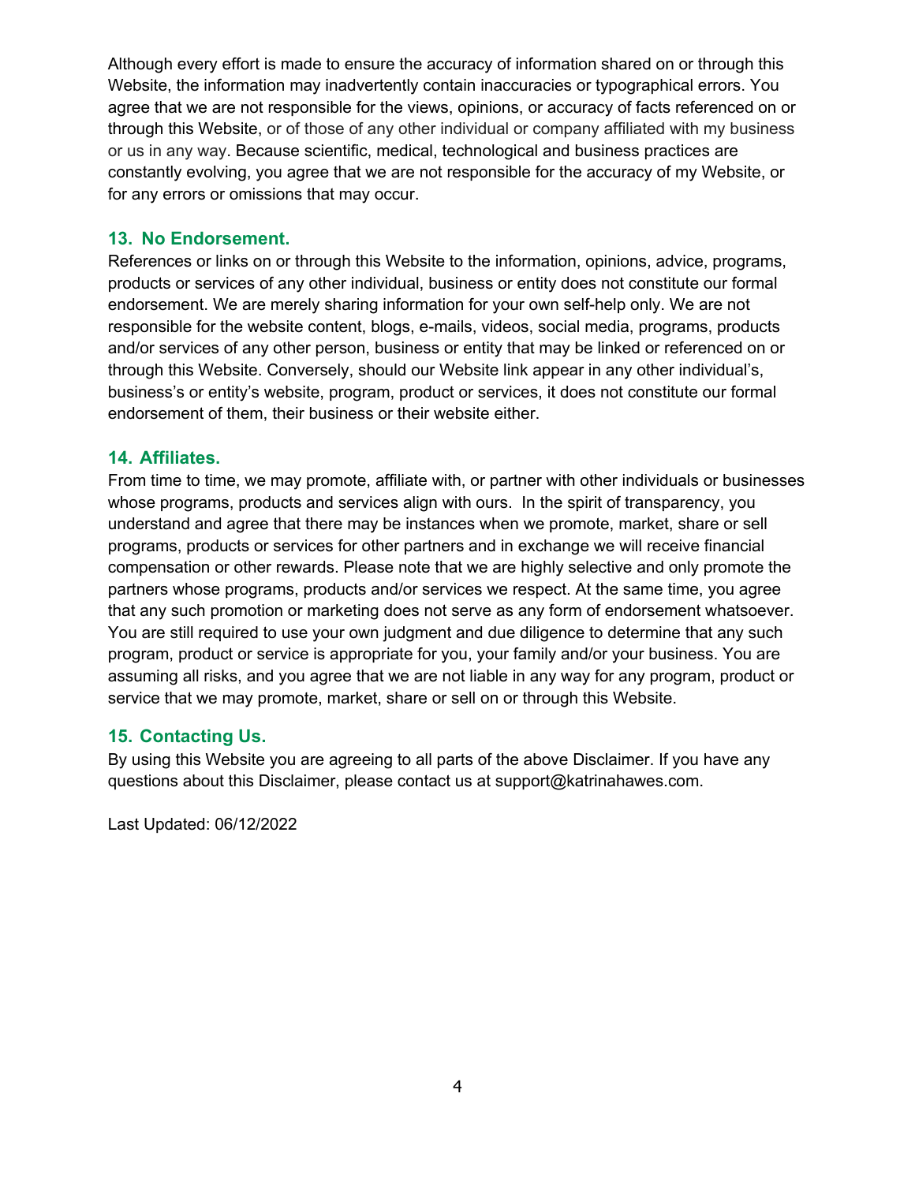Although every effort is made to ensure the accuracy of information shared on or through this Website, the information may inadvertently contain inaccuracies or typographical errors. You agree that we are not responsible for the views, opinions, or accuracy of facts referenced on or through this Website, or of those of any other individual or company affiliated with my business or us in any way. Because scientific, medical, technological and business practices are constantly evolving, you agree that we are not responsible for the accuracy of my Website, or for any errors or omissions that may occur.

### 13. No Endorsement.

References or links on or through this Website to the information, opinions, advice, programs, products or services of any other individual, business or entity does not constitute our formal endorsement. We are merely sharing information for your own self-help only. We are not responsible for the website content, blogs, e-mails, videos, social media, programs, products and/or services of any other person, business or entity that may be linked or referenced on or through this Website. Conversely, should our Website link appear in any other individual's, business's or entity's website, program, product or services, it does not constitute our formal endorsement of them, their business or their website either.

### 14. Affiliates.

From time to time, we may promote, affiliate with, or partner with other individuals or businesses whose programs, products and services align with ours. In the spirit of transparency, you understand and agree that there may be instances when we promote, market, share or sell programs, products or services for other partners and in exchange we will receive financial compensation or other rewards. Please note that we are highly selective and only promote the partners whose programs, products and/or services we respect. At the same time, you agree that any such promotion or marketing does not serve as any form of endorsement whatsoever. You are still required to use your own judgment and due diligence to determine that any such program, product or service is appropriate for you, your family and/or your business. You are assuming all risks, and you agree that we are not liable in any way for any program, product or service that we may promote, market, share or sell on or through this Website.

### 15. Contacting Us.

By using this Website you are agreeing to all parts of the above Disclaimer. If you have any questions about this Disclaimer, please contact us at support@katrinahawes.com.

Last Updated: 06/12/2022